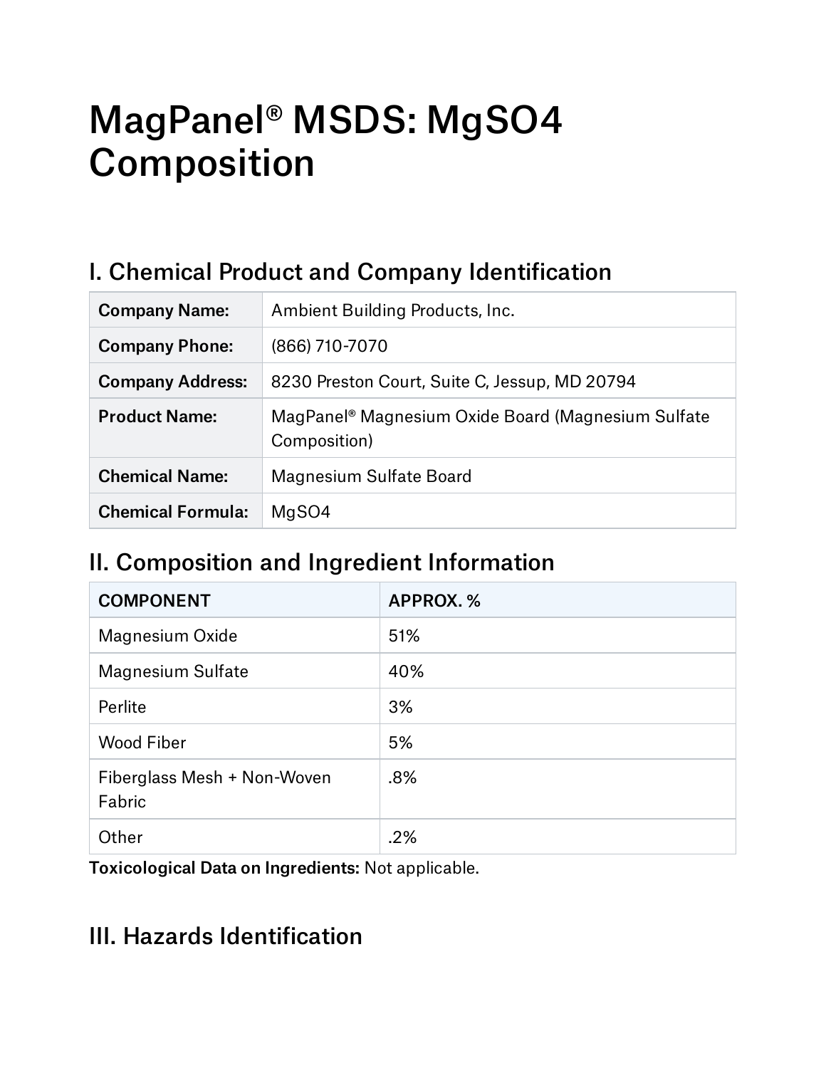# MagPanel® MSDS: $MgSO_4$ Composition

## I. Chemical Product and Company Identification

| | |
|---|---|
| **Company Name:** | Ambient Building Products, Inc. |
| **Company Phone:** | (866) 710-7070 |
| **Company Address:** | 8230 Preston Court, Suite C, Jessup, MD 20794 |
| **Product Name:** | MagPanel® Magnesium Oxide Board (Magnesium Sulfate Composition) |
| **Chemical Name:** | Magnesium Sulfate Board |
| **Chemical Formula:** | $MgSO_4$ |

## II. Composition and Ingredient Information

| COMPONENT | APPROX. % |
|---|---|
| Magnesium Oxide | 51% |
| Magnesium Sulfate | 40% |
| Perlite | 3% |
| Wood Fiber | 5% |
| Fiberglass Mesh + Non-Woven Fabric | .8% |
| Other | .2% |

**Toxicological Data on Ingredients:** Not applicable.

## III. Hazards Identification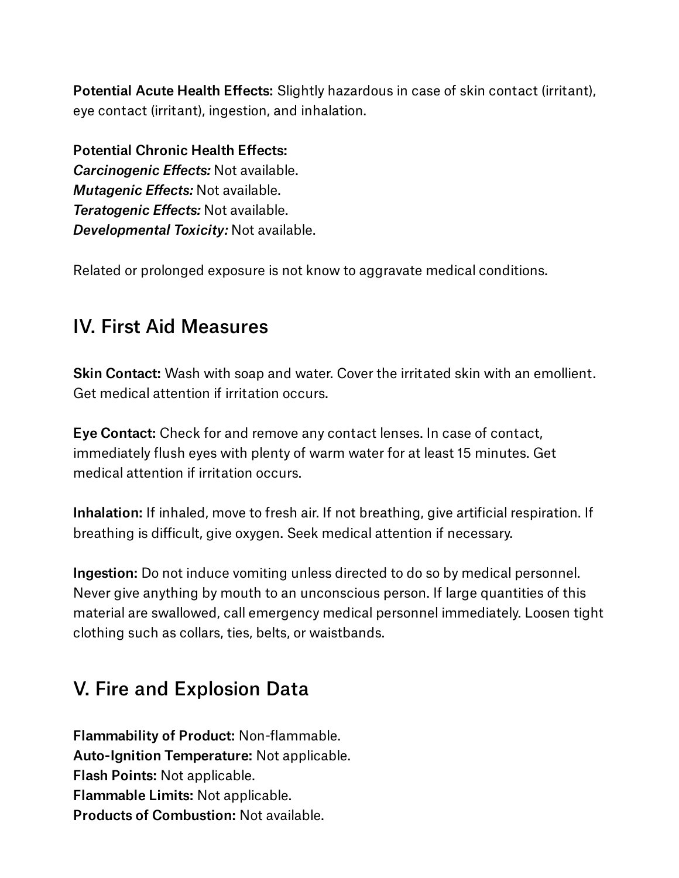**Potential Acute Health Effects:** Slightly hazardous in case of skin contact (irritant), eye contact (irritant), ingestion, and inhalation.

**Potential Chronic Health Effects:**
***Carcinogenic Effects:*** Not available.
***Mutagenic Effects:*** Not available.
***Teratogenic Effects:*** Not available.
***Developmental Toxicity:*** Not available.

Related or prolonged exposure is not know to aggravate medical conditions.

## IV. First Aid Measures

**Skin Contact:** Wash with soap and water. Cover the irritated skin with an emollient. Get medical attention if irritation occurs.

**Eye Contact:** Check for and remove any contact lenses. In case of contact, immediately flush eyes with plenty of warm water for at least 15 minutes. Get medical attention if irritation occurs.

**Inhalation:** If inhaled, move to fresh air. If not breathing, give artificial respiration. If breathing is difficult, give oxygen. Seek medical attention if necessary.

**Ingestion:** Do not induce vomiting unless directed to do so by medical personnel. Never give anything by mouth to an unconscious person. If large quantities of this material are swallowed, call emergency medical personnel immediately. Loosen tight clothing such as collars, ties, belts, or waistbands.

## V. Fire and Explosion Data

**Flammability of Product:** Non-flammable.
**Auto-Ignition Temperature:** Not applicable.
**Flash Points:** Not applicable.
**Flammable Limits:** Not applicable.
**Products of Combustion:** Not available.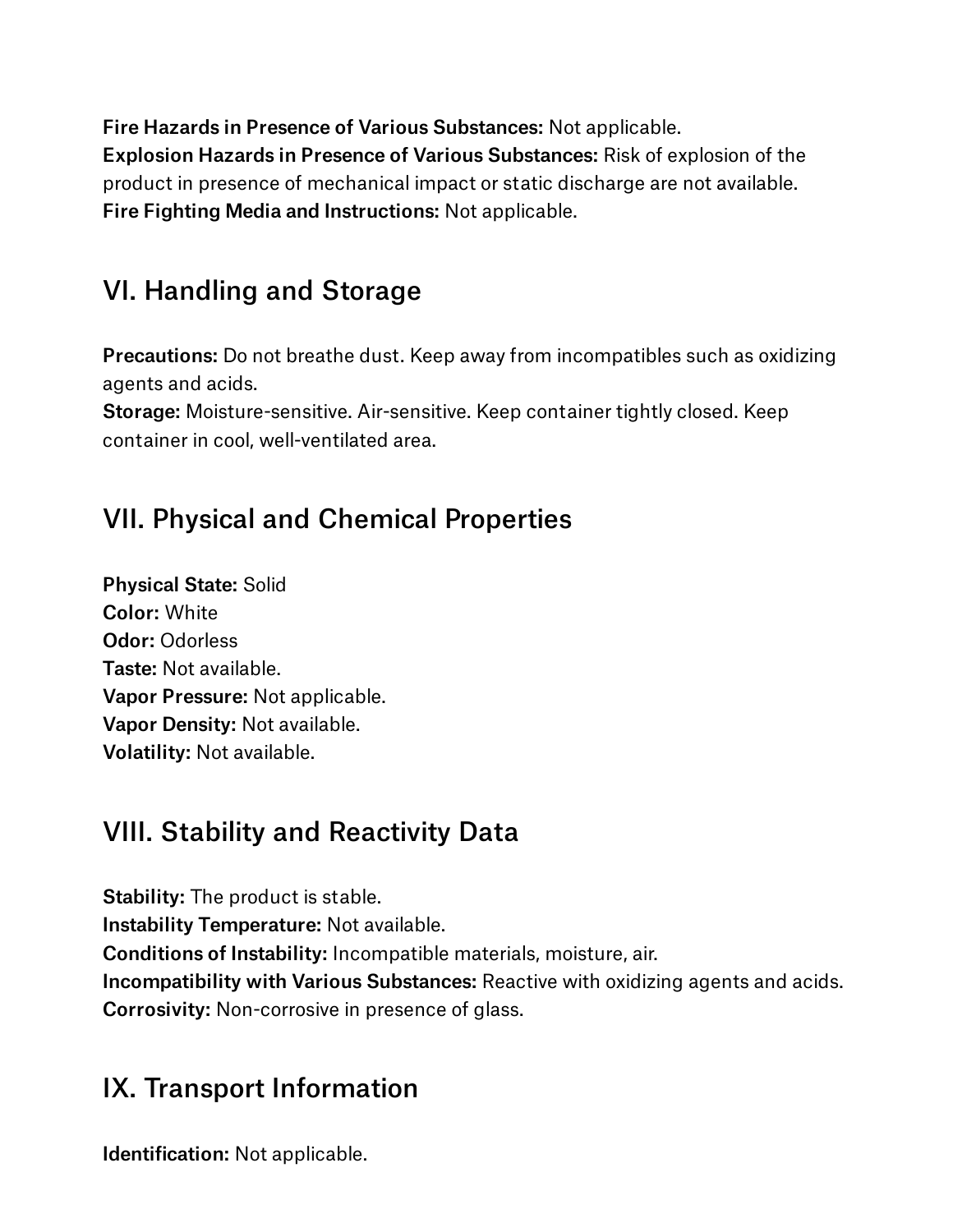**Fire Hazards in Presence of Various Substances:** Not applicable.
**Explosion Hazards in Presence of Various Substances:** Risk of explosion of the product in presence of mechanical impact or static discharge are not available.
**Fire Fighting Media and Instructions:** Not applicable.

## VI. Handling and Storage

**Precautions:** Do not breathe dust. Keep away from incompatibles such as oxidizing agents and acids.
**Storage:** Moisture-sensitive. Air-sensitive. Keep container tightly closed. Keep container in cool, well-ventilated area.

## VII. Physical and Chemical Properties

**Physical State:** Solid
**Color:** White
**Odor:** Odorless
**Taste:** Not available.
**Vapor Pressure:** Not applicable.
**Vapor Density:** Not available.
**Volatility:** Not available.

## VIII. Stability and Reactivity Data

**Stability:** The product is stable.
**Instability Temperature:** Not available.
**Conditions of Instability:** Incompatible materials, moisture, air.
**Incompatibility with Various Substances:** Reactive with oxidizing agents and acids.
**Corrosivity:** Non-corrosive in presence of glass.

## IX. Transport Information

**Identification:** Not applicable.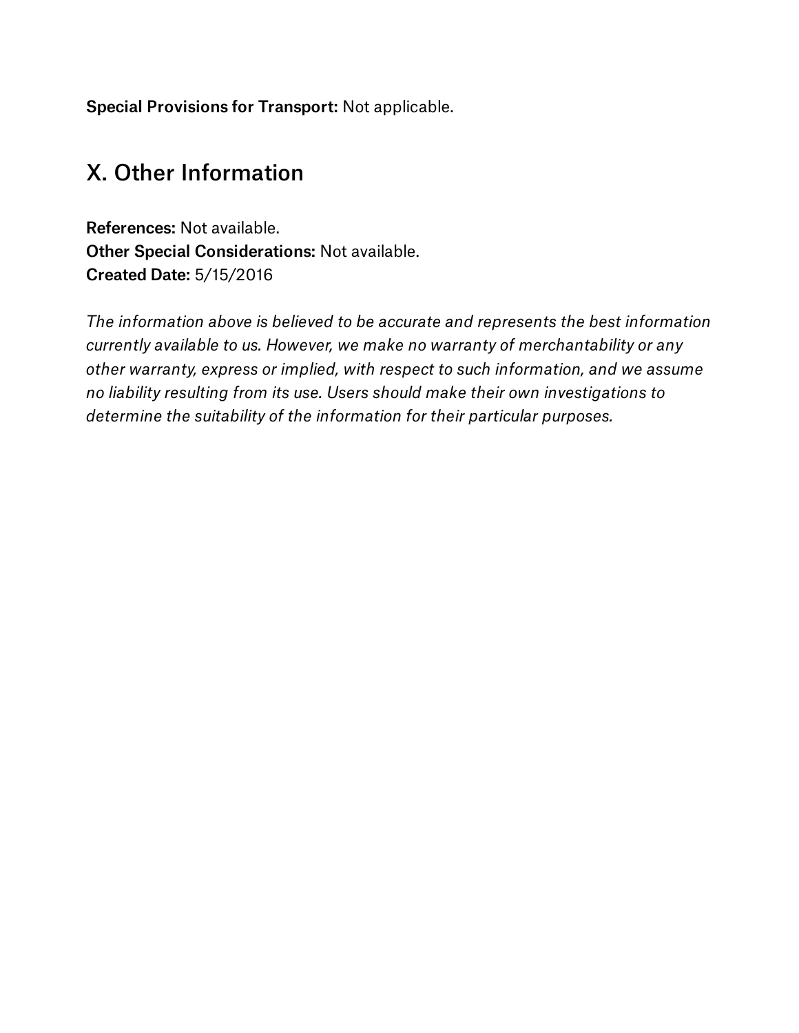**Special Provisions for Transport:** Not applicable.

## X. Other Information

**References:** Not available.
**Other Special Considerations:** Not available.
**Created Date:** 5/15/2016

*The information above is believed to be accurate and represents the best information currently available to us. However, we make no warranty of merchantability or any other warranty, express or implied, with respect to such information, and we assume no liability resulting from its use. Users should make their own investigations to determine the suitability of the information for their particular purposes.*